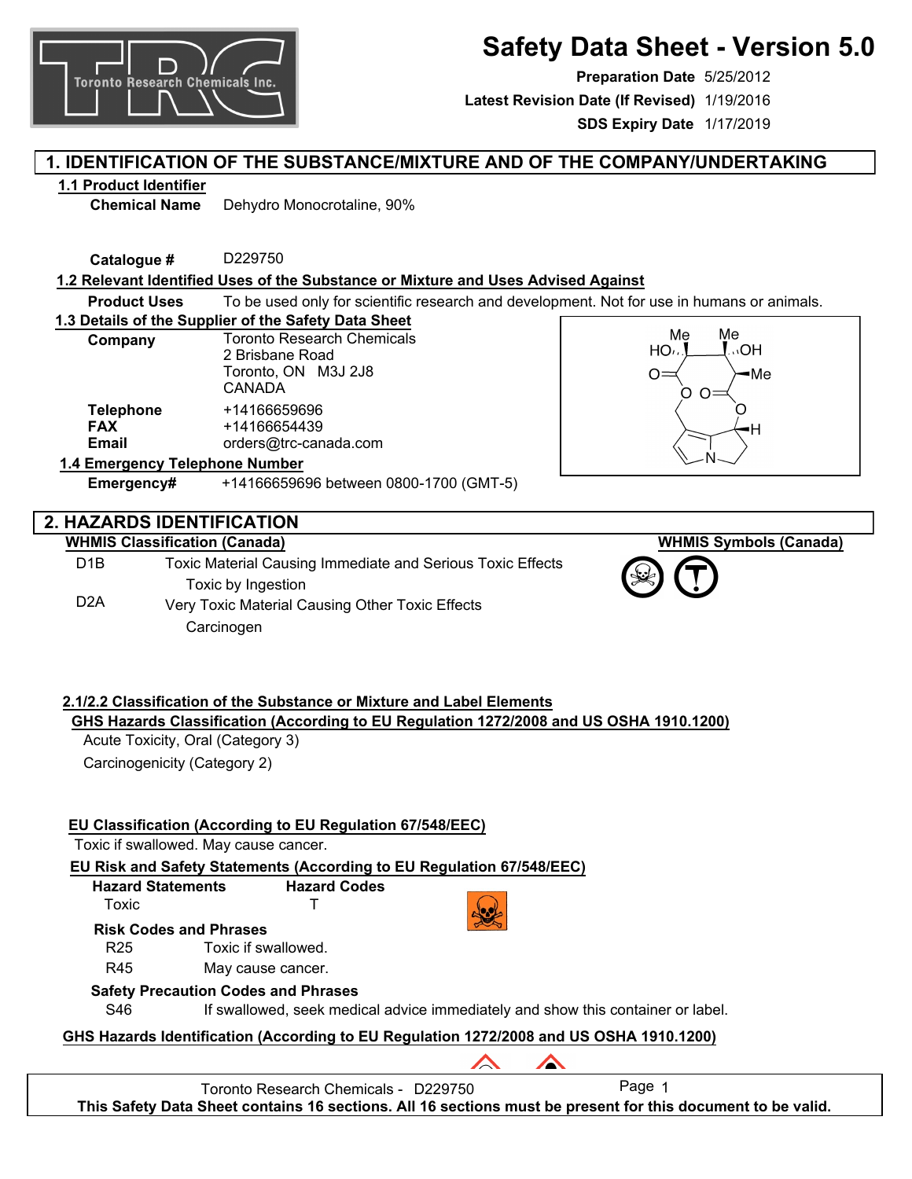# Safety Data Sheet - Version 5.0

**Preparation Date** 5/25/2012
**Latest Revision Date (If Revised)** 1/19/2016
**SDS Expiry Date** 1/17/2019

## 1. IDENTIFICATION OF THE SUBSTANCE/MIXTURE AND OF THE COMPANY/UNDERTAKING

### 1.1 Product Identifier

**Chemical Name** Dehydro Monocrotaline, 90%

**Catalogue #** D229750

### 1.2 Relevant Identified Uses of the Substance or Mixture and Uses Advised Against

**Product Uses** To be used only for scientific research and development. Not for use in humans or animals.

### 1.3 Details of the Supplier of the Safety Data Sheet

**Company** Toronto Research Chemicals
2 Brisbane Road
Toronto, ON M3J 2J8
CANADA

**Telephone** +14166659696
**FAX** +14166654439
**Email** orders@trc-canada.com

### 1.4 Emergency Telephone Number

**Emergency#** +14166659696 between 0800-1700 (GMT-5)

## 2. HAZARDS IDENTIFICATION

**WHMIS Classification (Canada)**

D1B Toxic Material Causing Immediate and Serious Toxic Effects
Toxic by Ingestion

D2A Very Toxic Material Causing Other Toxic Effects
Carcinogen

**WHMIS Symbols (Canada)**

### 2.1/2.2 Classification of the Substance or Mixture and Label Elements

**GHS Hazards Classification (According to EU Regulation 1272/2008 and US OSHA 1910.1200)**

Acute Toxicity, Oral (Category 3)

Carcinogenicity (Category 2)

**EU Classification (According to EU Regulation 67/548/EEC)**

Toxic if swallowed. May cause cancer.

**EU Risk and Safety Statements (According to EU Regulation 67/548/EEC)**

| Hazard Statements | Hazard Codes |
|---|---|
| Toxic | T |

**Risk Codes and Phrases**

R25 Toxic if swallowed.

R45 May cause cancer.

**Safety Precaution Codes and Phrases**

S46 If swallowed, seek medical advice immediately and show this container or label.

**GHS Hazards Identification (According to EU Regulation 1272/2008 and US OSHA 1910.1200)**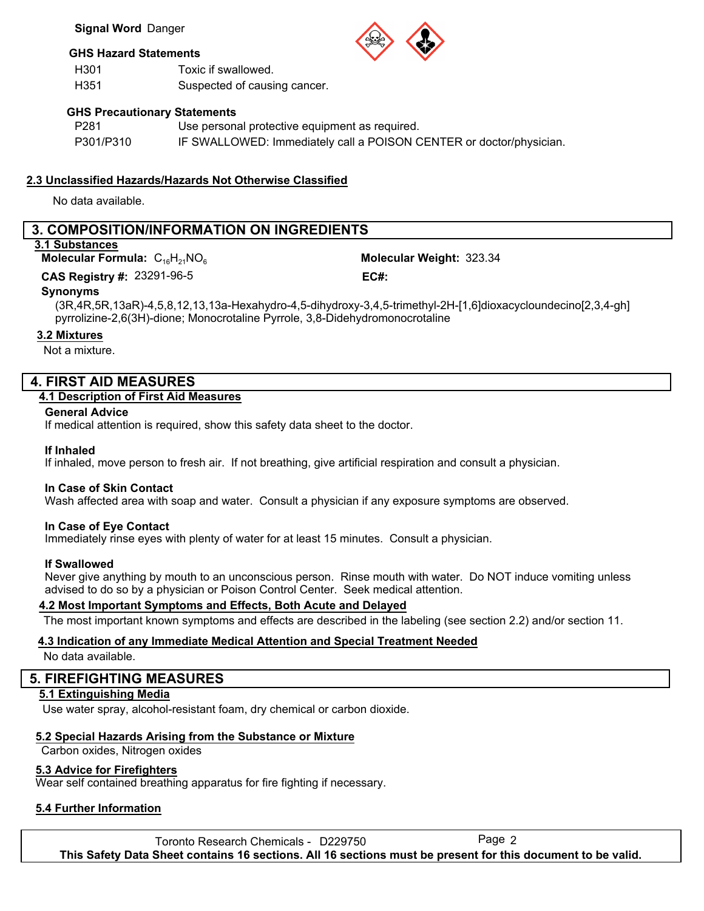**Signal Word** Danger

**GHS Hazard Statements**

| | |
|---|---|
| H301 | Toxic if swallowed. |
| H351 | Suspected of causing cancer. |

**GHS Precautionary Statements**

| | |
|---|---|
| P281 | Use personal protective equipment as required. |
| P301/P310 | IF SWALLOWED: Immediately call a POISON CENTER or doctor/physician. |

### 2.3 Unclassified Hazards/Hazards Not Otherwise Classified

No data available.

## 3. COMPOSITION/INFORMATION ON INGREDIENTS

### 3.1 Substances

**Molecular Formula:** $C_{16}H_{21}NO_6$ **Molecular Weight:** 323.34

**CAS Registry #:** 23291-96-5 **EC#:**

**Synonyms**

(3R,4R,5R,13aR)-4,5,8,12,13,13a-Hexahydro-4,5-dihydroxy-3,4,5-trimethyl-2H-[1,6]dioxacycloundecino[2,3,4-gh]pyrrolizine-2,6(3H)-dione; Monocrotaline Pyrrole, 3,8-Didehydromonocrotaline

### 3.2 Mixtures

Not a mixture.

## 4. FIRST AID MEASURES

### 4.1 Description of First Aid Measures

**General Advice**

If medical attention is required, show this safety data sheet to the doctor.

**If Inhaled**

If inhaled, move person to fresh air. If not breathing, give artificial respiration and consult a physician.

**In Case of Skin Contact**

Wash affected area with soap and water. Consult a physician if any exposure symptoms are observed.

**In Case of Eye Contact**

Immediately rinse eyes with plenty of water for at least 15 minutes. Consult a physician.

**If Swallowed**

Never give anything by mouth to an unconscious person. Rinse mouth with water. Do NOT induce vomiting unless advised to do so by a physician or Poison Control Center. Seek medical attention.

### 4.2 Most Important Symptoms and Effects, Both Acute and Delayed

The most important known symptoms and effects are described in the labeling (see section 2.2) and/or section 11.

### 4.3 Indication of any Immediate Medical Attention and Special Treatment Needed

No data available.

## 5. FIREFIGHTING MEASURES

### 5.1 Extinguishing Media

Use water spray, alcohol-resistant foam, dry chemical or carbon dioxide.

### 5.2 Special Hazards Arising from the Substance or Mixture

Carbon oxides, Nitrogen oxides

### 5.3 Advice for Firefighters

Wear self contained breathing apparatus for fire fighting if necessary.

### 5.4 Further Information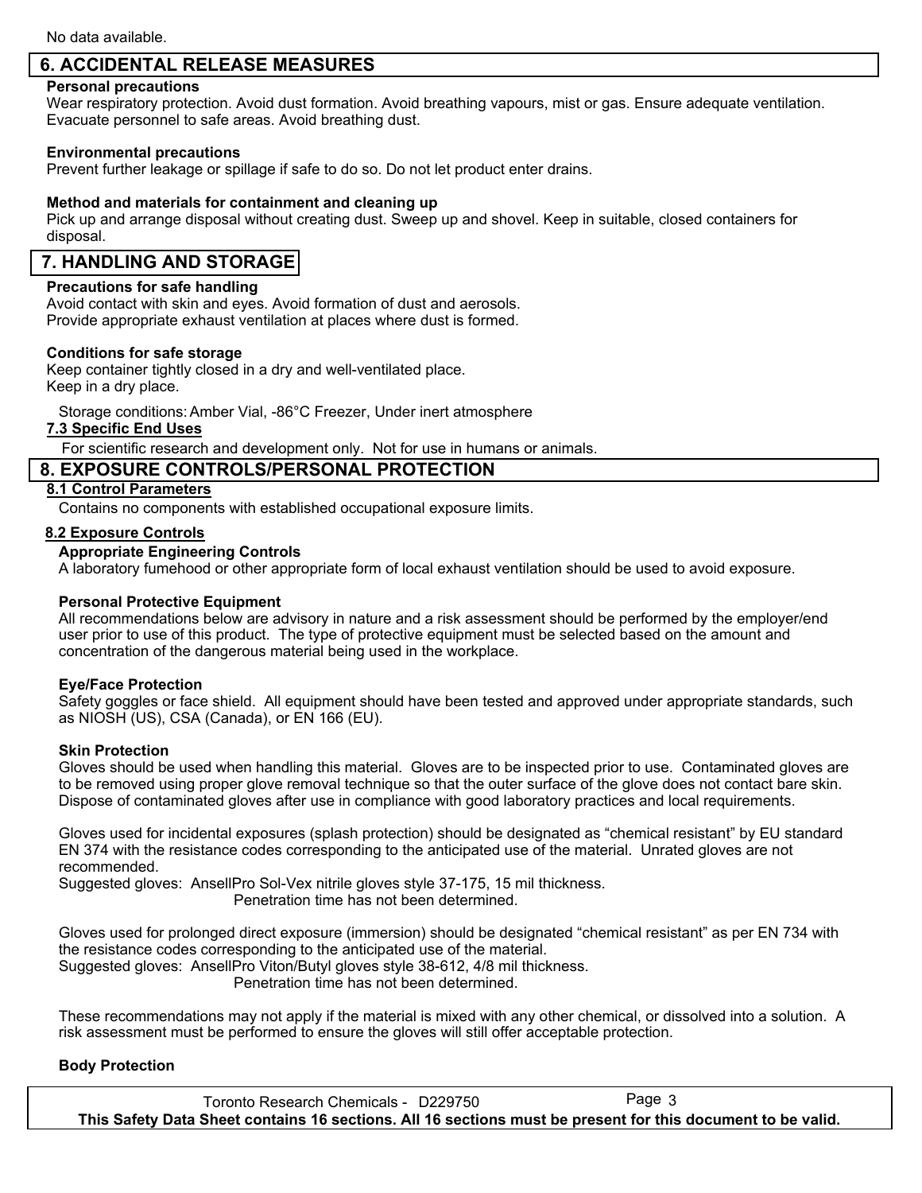No data available.

## 6. ACCIDENTAL RELEASE MEASURES

**Personal precautions**

Wear respiratory protection. Avoid dust formation. Avoid breathing vapours, mist or gas. Ensure adequate ventilation. Evacuate personnel to safe areas. Avoid breathing dust.

**Environmental precautions**

Prevent further leakage or spillage if safe to do so. Do not let product enter drains.

**Method and materials for containment and cleaning up**

Pick up and arrange disposal without creating dust. Sweep up and shovel. Keep in suitable, closed containers for disposal.

## 7. HANDLING AND STORAGE

**Precautions for safe handling**

Avoid contact with skin and eyes. Avoid formation of dust and aerosols.
Provide appropriate exhaust ventilation at places where dust is formed.

**Conditions for safe storage**

Keep container tightly closed in a dry and well-ventilated place.
Keep in a dry place.

Storage conditions: Amber Vial, -86°C Freezer, Under inert atmosphere

### 7.3 Specific End Uses

For scientific research and development only. Not for use in humans or animals.

## 8. EXPOSURE CONTROLS/PERSONAL PROTECTION

### 8.1 Control Parameters

Contains no components with established occupational exposure limits.

### 8.2 Exposure Controls

**Appropriate Engineering Controls**

A laboratory fumehood or other appropriate form of local exhaust ventilation should be used to avoid exposure.

**Personal Protective Equipment**

All recommendations below are advisory in nature and a risk assessment should be performed by the employer/end user prior to use of this product. The type of protective equipment must be selected based on the amount and concentration of the dangerous material being used in the workplace.

**Eye/Face Protection**

Safety goggles or face shield. All equipment should have been tested and approved under appropriate standards, such as NIOSH (US), CSA (Canada), or EN 166 (EU).

**Skin Protection**

Gloves should be used when handling this material. Gloves are to be inspected prior to use. Contaminated gloves are to be removed using proper glove removal technique so that the outer surface of the glove does not contact bare skin. Dispose of contaminated gloves after use in compliance with good laboratory practices and local requirements.

Gloves used for incidental exposures (splash protection) should be designated as "chemical resistant" by EU standard EN 374 with the resistance codes corresponding to the anticipated use of the material. Unrated gloves are not recommended.
Suggested gloves: AnsellPro Sol-Vex nitrile gloves style 37-175, 15 mil thickness.
Penetration time has not been determined.

Gloves used for prolonged direct exposure (immersion) should be designated "chemical resistant" as per EN 734 with the resistance codes corresponding to the anticipated use of the material.
Suggested gloves: AnsellPro Viton/Butyl gloves style 38-612, 4/8 mil thickness.
Penetration time has not been determined.

These recommendations may not apply if the material is mixed with any other chemical, or dissolved into a solution. A risk assessment must be performed to ensure the gloves will still offer acceptable protection.

**Body Protection**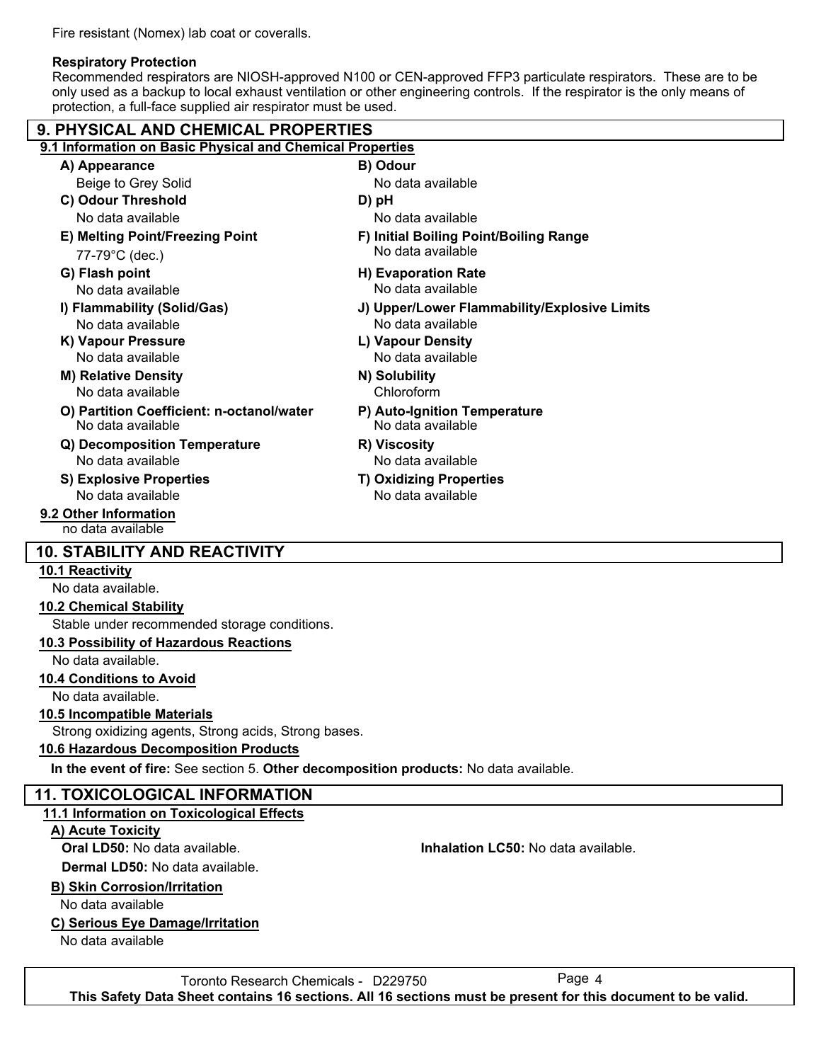Fire resistant (Nomex) lab coat or coveralls.

**Respiratory Protection**

Recommended respirators are NIOSH-approved N100 or CEN-approved FFP3 particulate respirators. These are to be only used as a backup to local exhaust ventilation or other engineering controls. If the respirator is the only means of protection, a full-face supplied air respirator must be used.

## 9. PHYSICAL AND CHEMICAL PROPERTIES

### 9.1 Information on Basic Physical and Chemical Properties

**A) Appearance**
Beige to Grey Solid

**B) Odour**
No data available

**C) Odour Threshold**
No data available

**D) pH**
No data available

**E) Melting Point/Freezing Point**
77-79°C (dec.)

**F) Initial Boiling Point/Boiling Range**
No data available

**G) Flash point**
No data available

**H) Evaporation Rate**
No data available

**I) Flammability (Solid/Gas)**
No data available

**J) Upper/Lower Flammability/Explosive Limits**
No data available

**K) Vapour Pressure**
No data available

**L) Vapour Density**
No data available

**M) Relative Density**
No data available

**N) Solubility**
Chloroform

**O) Partition Coefficient: n-octanol/water**
No data available

**P) Auto-Ignition Temperature**
No data available

**Q) Decomposition Temperature**
No data available

**R) Viscosity**
No data available

**S) Explosive Properties**
No data available

**T) Oxidizing Properties**
No data available

### 9.2 Other Information

no data available

## 10. STABILITY AND REACTIVITY

### 10.1 Reactivity

No data available.

### 10.2 Chemical Stability

Stable under recommended storage conditions.

### 10.3 Possibility of Hazardous Reactions

No data available.

### 10.4 Conditions to Avoid

No data available.

### 10.5 Incompatible Materials

Strong oxidizing agents, Strong acids, Strong bases.

### 10.6 Hazardous Decomposition Products

**In the event of fire:** See section 5. **Other decomposition products:** No data available.

## 11. TOXICOLOGICAL INFORMATION

### 11.1 Information on Toxicological Effects

**A) Acute Toxicity**

**Oral LD50:** No data available.

**Inhalation LC50:** No data available.

**Dermal LD50:** No data available.

**B) Skin Corrosion/Irritation**

No data available

**C) Serious Eye Damage/Irritation**

No data available

Toronto Research Chemicals - D229750

**This Safety Data Sheet contains 16 sections. All 16 sections must be present for this document to be valid.**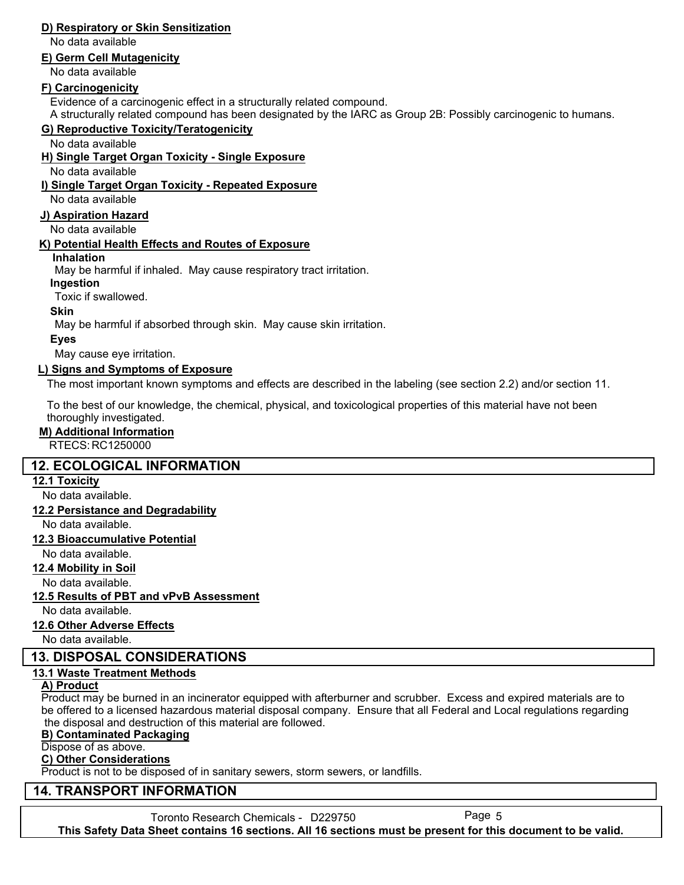**D) Respiratory or Skin Sensitization**

No data available

**E) Germ Cell Mutagenicity**

No data available

**F) Carcinogenicity**

Evidence of a carcinogenic effect in a structurally related compound.
A structurally related compound has been designated by the IARC as Group 2B: Possibly carcinogenic to humans.

**G) Reproductive Toxicity/Teratogenicity**

No data available

**H) Single Target Organ Toxicity - Single Exposure**

No data available

**I) Single Target Organ Toxicity - Repeated Exposure**

No data available

**J) Aspiration Hazard**

No data available

**K) Potential Health Effects and Routes of Exposure**

**Inhalation**

May be harmful if inhaled. May cause respiratory tract irritation.

**Ingestion**

Toxic if swallowed.

**Skin**

May be harmful if absorbed through skin. May cause skin irritation.

**Eyes**

May cause eye irritation.

**L) Signs and Symptoms of Exposure**

The most important known symptoms and effects are described in the labeling (see section 2.2) and/or section 11.

To the best of our knowledge, the chemical, physical, and toxicological properties of this material have not been thoroughly investigated.

**M) Additional Information**

RTECS: RC1250000

## 12. ECOLOGICAL INFORMATION

**12.1 Toxicity**

No data available.

**12.2 Persistance and Degradability**

No data available.

**12.3 Bioaccumulative Potential**

No data available.

**12.4 Mobility in Soil**

No data available.

**12.5 Results of PBT and vPvB Assessment**

No data available.

**12.6 Other Adverse Effects**

No data available.

## 13. DISPOSAL CONSIDERATIONS

**13.1 Waste Treatment Methods**

**A) Product**

Product may be burned in an incinerator equipped with afterburner and scrubber. Excess and expired materials are to be offered to a licensed hazardous material disposal company. Ensure that all Federal and Local regulations regarding the disposal and destruction of this material are followed.

**B) Contaminated Packaging**

Dispose of as above.

**C) Other Considerations**

Product is not to be disposed of in sanitary sewers, storm sewers, or landfills.

## 14. TRANSPORT INFORMATION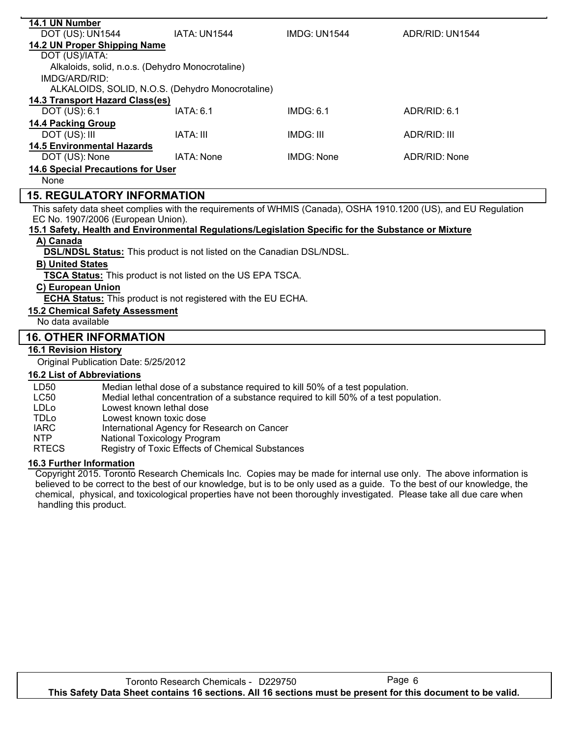**14.1 UN Number**

| | | | |
|---|---|---|---|
| DOT (US): UN1544 | IATA: UN1544 | IMDG: UN1544 | ADR/RID: UN1544 |

**14.2 UN Proper Shipping Name**

DOT (US)/IATA:

Alkaloids, solid, n.o.s. (Dehydro Monocrotaline)

IMDG/ARD/RID:

ALKALOIDS, SOLID, N.O.S. (Dehydro Monocrotaline)

**14.3 Transport Hazard Class(es)**

| | | | |
|---|---|---|---|
| DOT (US): 6.1 | IATA: 6.1 | IMDG: 6.1 | ADR/RID: 6.1 |

**14.4 Packing Group**

| | | | |
|---|---|---|---|
| DOT (US): III | IATA: III | IMDG: III | ADR/RID: III |

**14.5 Environmental Hazards**

| | | | |
|---|---|---|---|
| DOT (US): None | IATA: None | IMDG: None | ADR/RID: None |

**14.6 Special Precautions for User**

None

## 15. REGULATORY INFORMATION

This safety data sheet complies with the requirements of WHMIS (Canada), OSHA 1910.1200 (US), and EU Regulation EC No. 1907/2006 (European Union).

**15.1 Safety, Health and Environmental Regulations/Legislation Specific for the Substance or Mixture**

**A) Canada**

**DSL/NDSL Status:** This product is not listed on the Canadian DSL/NDSL.

**B) United States**

**TSCA Status:** This product is not listed on the US EPA TSCA.

**C) European Union**

**ECHA Status:** This product is not registered with the EU ECHA.

**15.2 Chemical Safety Assessment**

No data available

## 16. OTHER INFORMATION

**16.1 Revision History**

Original Publication Date: 5/25/2012

**16.2 List of Abbreviations**

| | |
|---|---|
| LD50 | Median lethal dose of a substance required to kill 50% of a test population. |
| LC50 | Medial lethal concentration of a substance required to kill 50% of a test population. |
| LDLo | Lowest known lethal dose |
| TDLo | Lowest known toxic dose |
| IARC | International Agency for Research on Cancer |
| NTP | National Toxicology Program |
| RTECS | Registry of Toxic Effects of Chemical Substances |

**16.3 Further Information**

Copyright 2015. Toronto Research Chemicals Inc. Copies may be made for internal use only. The above information is believed to be correct to the best of our knowledge, but is to be only used as a guide. To the best of our knowledge, the chemical, physical, and toxicological properties have not been thoroughly investigated. Please take all due care when handling this product.

Toronto Research Chemicals - D229750

**This Safety Data Sheet contains 16 sections. All 16 sections must be present for this document to be valid.**